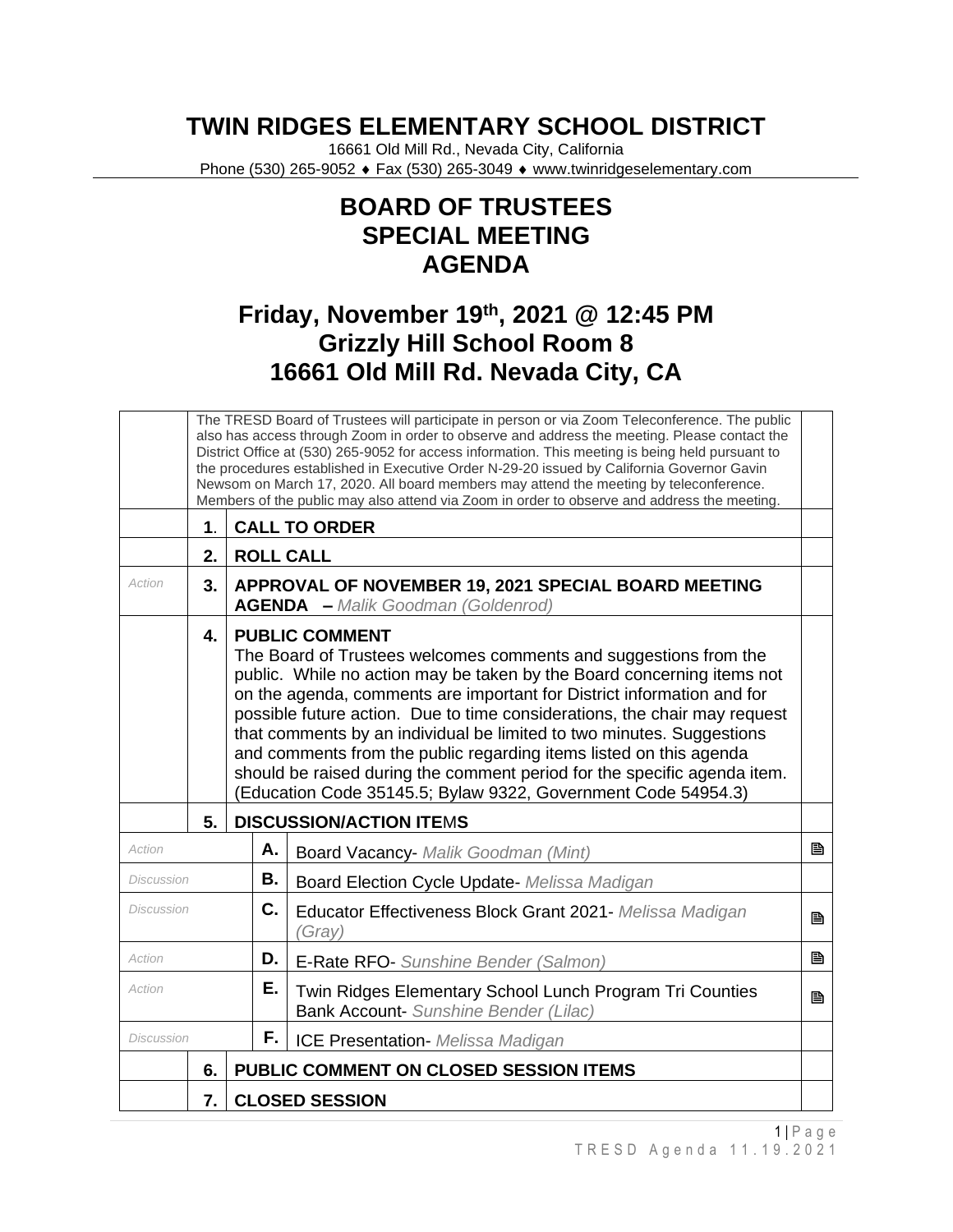# TWIN RIDGES ELEMENTARY SCHOOL DISTRICT

16661 Old Mill Rd., Nevada City, California
Phone (530) 265-9052 ♦ Fax (530) 265-3049 ♦ www.twinridgeselementary.com

## BOARD OF TRUSTEES
## SPECIAL MEETING
## AGENDA

## Friday, November 19th, 2021 @ 12:45 PM
## Grizzly Hill School Room 8
## 16661 Old Mill Rd. Nevada City, CA

| | | | | |
|---|---|---|---|---|
| | The TRESD Board of Trustees will participate in person or via Zoom Teleconference. The public also has access through Zoom in order to observe and address the meeting. Please contact the District Office at (530) 265-9052 for access information. This meeting is being held pursuant to the procedures established in Executive Order N-29-20 issued by California Governor Gavin Newsom on March 17, 2020. All board members may attend the meeting by teleconference. Members of the public may also attend via Zoom in order to observe and address the meeting. | | | |
| | **1.** | **CALL TO ORDER** | | |
| | **2.** | **ROLL CALL** | | |
| *Action* | **3.** | **APPROVAL OF NOVEMBER 19, 2021 SPECIAL BOARD MEETING AGENDA** – *Malik Goodman (Goldenrod)* | | |
| | **4.** | **PUBLIC COMMENT** The Board of Trustees welcomes comments and suggestions from the public. While no action may be taken by the Board concerning items not on the agenda, comments are important for District information and for possible future action. Due to time considerations, the chair may request that comments by an individual be limited to two minutes. Suggestions and comments from the public regarding items listed on this agenda should be raised during the comment period for the specific agenda item. (Education Code 35145.5; Bylaw 9322, Government Code 54954.3) | | |
| | **5.** | **DISCUSSION/ACTION ITEMS** | | |
| *Action* | | **A.** | Board Vacancy- *Malik Goodman (Mint)* | 🗎 |
| *Discussion* | | **B.** | Board Election Cycle Update- *Melissa Madigan* | |
| *Discussion* | | **C.** | Educator Effectiveness Block Grant 2021- *Melissa Madigan (Gray)* | 🗎 |
| *Action* | | **D.** | E-Rate RFO- *Sunshine Bender (Salmon)* | 🗎 |
| *Action* | | **E.** | Twin Ridges Elementary School Lunch Program Tri Counties Bank Account- *Sunshine Bender (Lilac)* | 🗎 |
| *Discussion* | | **F.** | ICE Presentation- *Melissa Madigan* | |
| | **6.** | **PUBLIC COMMENT ON CLOSED SESSION ITEMS** | | |
| | **7.** | **CLOSED SESSION** | | |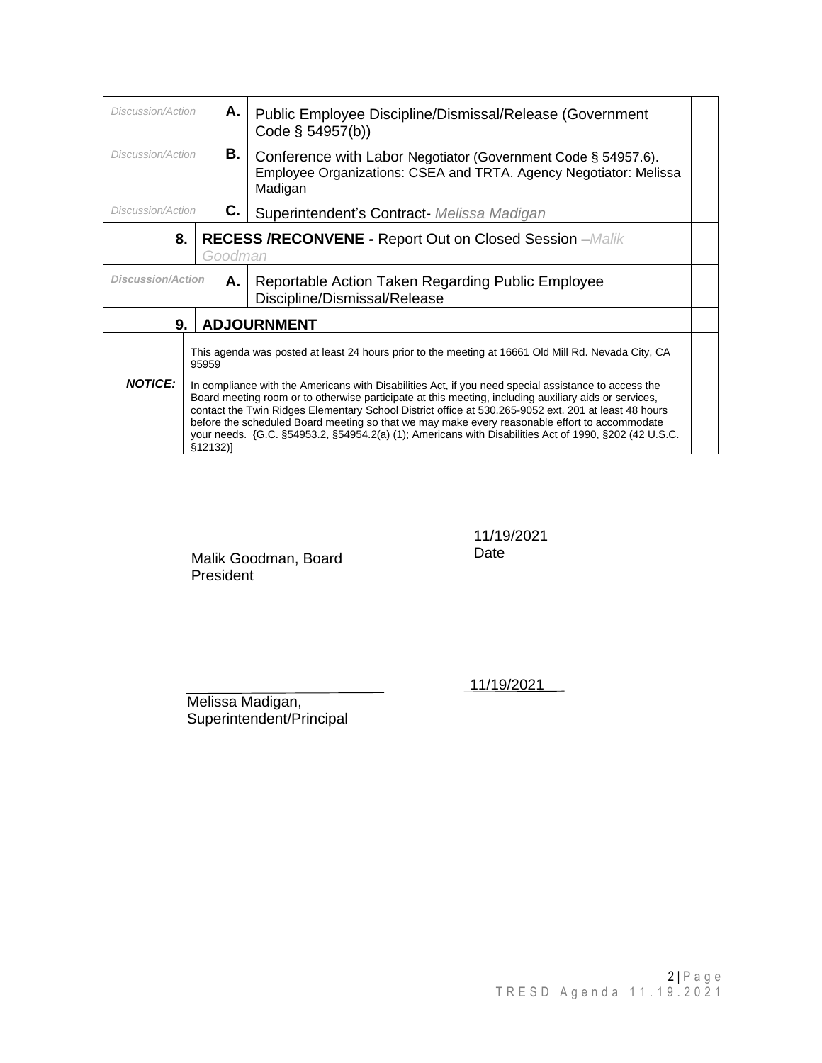| | | | | |
|---|---|---|---|---|
| *Discussion/Action* | | **A.** | Public Employee Discipline/Dismissal/Release (Government Code § 54957(b)) | |
| *Discussion/Action* | | **B.** | Conference with Labor Negotiator (Government Code § 54957.6). Employee Organizations: CSEA and TRTA. Agency Negotiator: Melissa Madigan | |
| *Discussion/Action* | | **C.** | Superintendent's Contract- *Melissa Madigan* | |
| | **8.** | **RECESS /RECONVENE -** Report Out on Closed Session –*Malik Goodman* | | |
| ***Discussion/Action*** | | **A.** | Reportable Action Taken Regarding Public Employee Discipline/Dismissal/Release | |
| | **9.** | **ADJOURNMENT** | | |
| | | This agenda was posted at least 24 hours prior to the meeting at 16661 Old Mill Rd. Nevada City, CA 95959 | | |
| ***NOTICE:*** | | In compliance with the Americans with Disabilities Act, if you need special assistance to access the Board meeting room or to otherwise participate at this meeting, including auxiliary aids or services, contact the Twin Ridges Elementary School District office at 530.265-9052 ext. 201 at least 48 hours before the scheduled Board meeting so that we may make every reasonable effort to accommodate your needs. {G.C. §54953.2, §54954.2(a) (1); Americans with Disabilities Act of 1990, §202 (42 U.S.C. §12132)] | | |

\_\_\_\_\_\_\_\_\_\_\_\_\_\_\_\_\_\_\_\_\_\_\_\_\_\_
Malik Goodman, Board President

11/19/2021
Date

\_\_\_\_\_\_\_\_\_\_\_\_\_\_\_\_\_\_\_\_\_\_\_\_\_\_
Melissa Madigan, Superintendent/Principal

11/19/2021